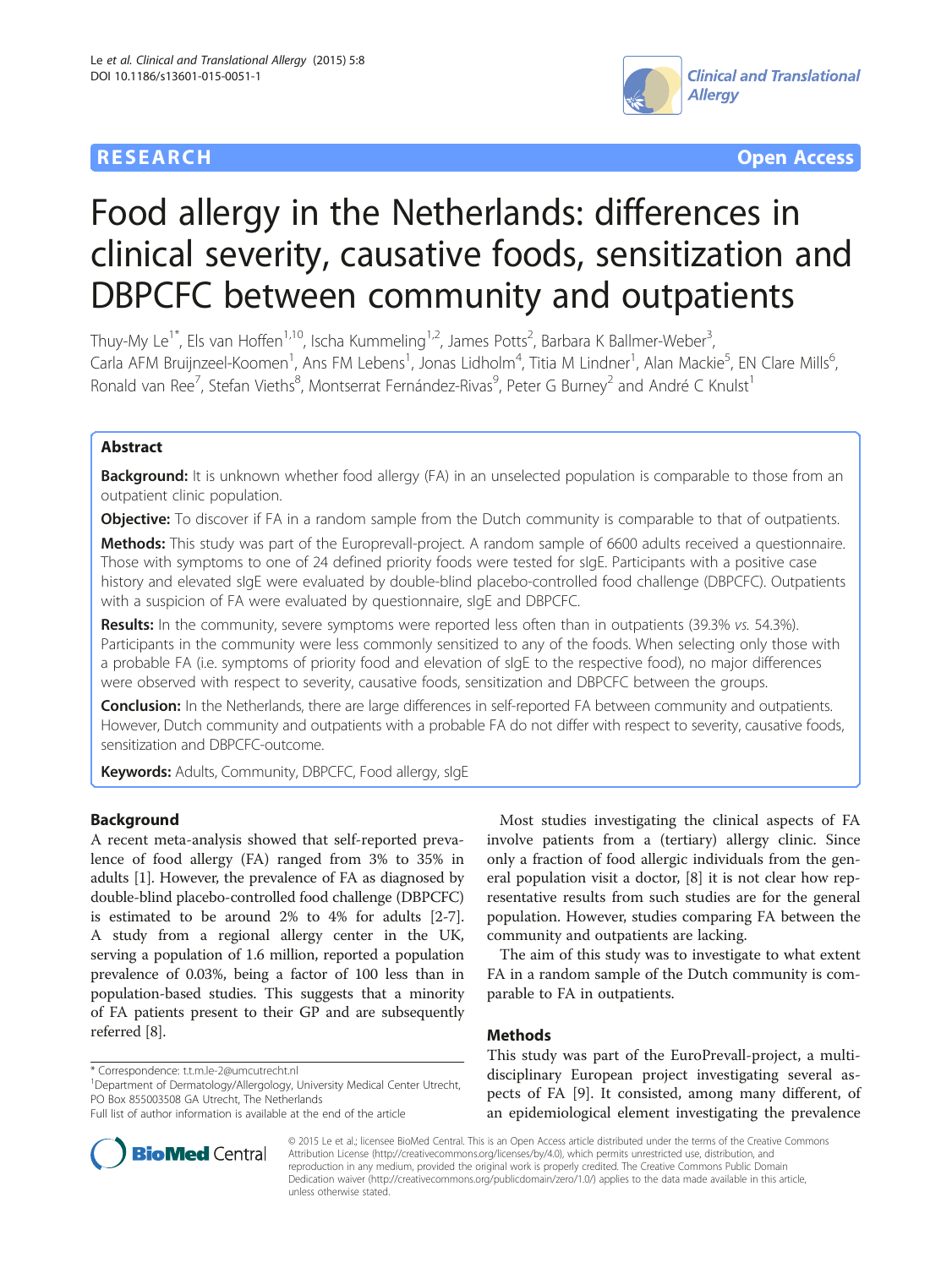RESEARCH Open Access

# Food allergy in the Netherlands: differences in clinical severity, causative foods, sensitization and DBPCFC between community and outpatients

Thuy-My Le[1*], Els van Hoffen[1,10], Ischa Kummeling[1,2], James Potts[2], Barbara K Ballmer-Weber[3], Carla AFM Bruijnzeel-Koomen[1], Ans FM Lebens[1], Jonas Lidholm[4], Titia M Lindner[1], Alan Mackie[5], EN Clare Mills[6], Ronald van Ree[7], Stefan Vieths[8], Montserrat Fernández-Rivas[9], Peter G Burney[2] and André C Knulst[1]

## Abstract

**Background:** It is unknown whether food allergy (FA) in an unselected population is comparable to those from an outpatient clinic population.

**Objective:** To discover if FA in a random sample from the Dutch community is comparable to that of outpatients.

**Methods:** This study was part of the Europrevall-project. A random sample of 6600 adults received a questionnaire. Those with symptoms to one of 24 defined priority foods were tested for sIgE. Participants with a positive case history and elevated sIgE were evaluated by double-blind placebo-controlled food challenge (DBPCFC). Outpatients with a suspicion of FA were evaluated by questionnaire, sIgE and DBPCFC.

**Results:** In the community, severe symptoms were reported less often than in outpatients (39.3% *vs.* 54.3%). Participants in the community were less commonly sensitized to any of the foods. When selecting only those with a probable FA (i.e. symptoms of priority food and elevation of sIgE to the respective food), no major differences were observed with respect to severity, causative foods, sensitization and DBPCFC between the groups.

**Conclusion:** In the Netherlands, there are large differences in self-reported FA between community and outpatients. However, Dutch community and outpatients with a probable FA do not differ with respect to severity, causative foods, sensitization and DBPCFC-outcome.

**Keywords:** Adults, Community, DBPCFC, Food allergy, sIgE

## Background

A recent meta-analysis showed that self-reported prevalence of food allergy (FA) ranged from 3% to 35% in adults [1]. However, the prevalence of FA as diagnosed by double-blind placebo-controlled food challenge (DBPCFC) is estimated to be around 2% to 4% for adults [2-7]. A study from a regional allergy center in the UK, serving a population of 1.6 million, reported a population prevalence of 0.03%, being a factor of 100 less than in population-based studies. This suggests that a minority of FA patients present to their GP and are subsequently referred [8].

Most studies investigating the clinical aspects of FA involve patients from a (tertiary) allergy clinic. Since only a fraction of food allergic individuals from the general population visit a doctor, [8] it is not clear how representative results from such studies are for the general population. However, studies comparing FA between the community and outpatients are lacking.

The aim of this study was to investigate to what extent FA in a random sample of the Dutch community is comparable to FA in outpatients.

## Methods

This study was part of the EuroPrevall-project, a multidisciplinary European project investigating several aspects of FA [9]. It consisted, among many different, of an epidemiological element investigating the prevalence

\* Correspondence: t.t.m.le-2@umcutrecht.nl

[1]Department of Dermatology/Allergology, University Medical Center Utrecht, PO Box 855003508 GA Utrecht, The Netherlands

Full list of author information is available at the end of the article

© 2015 Le et al.; licensee BioMed Central. This is an Open Access article distributed under the terms of the Creative Commons Attribution License (http://creativecommons.org/licenses/by/4.0), which permits unrestricted use, distribution, and reproduction in any medium, provided the original work is properly credited. The Creative Commons Public Domain Dedication waiver (http://creativecommons.org/publicdomain/zero/1.0/) applies to the data made available in this article, unless otherwise stated.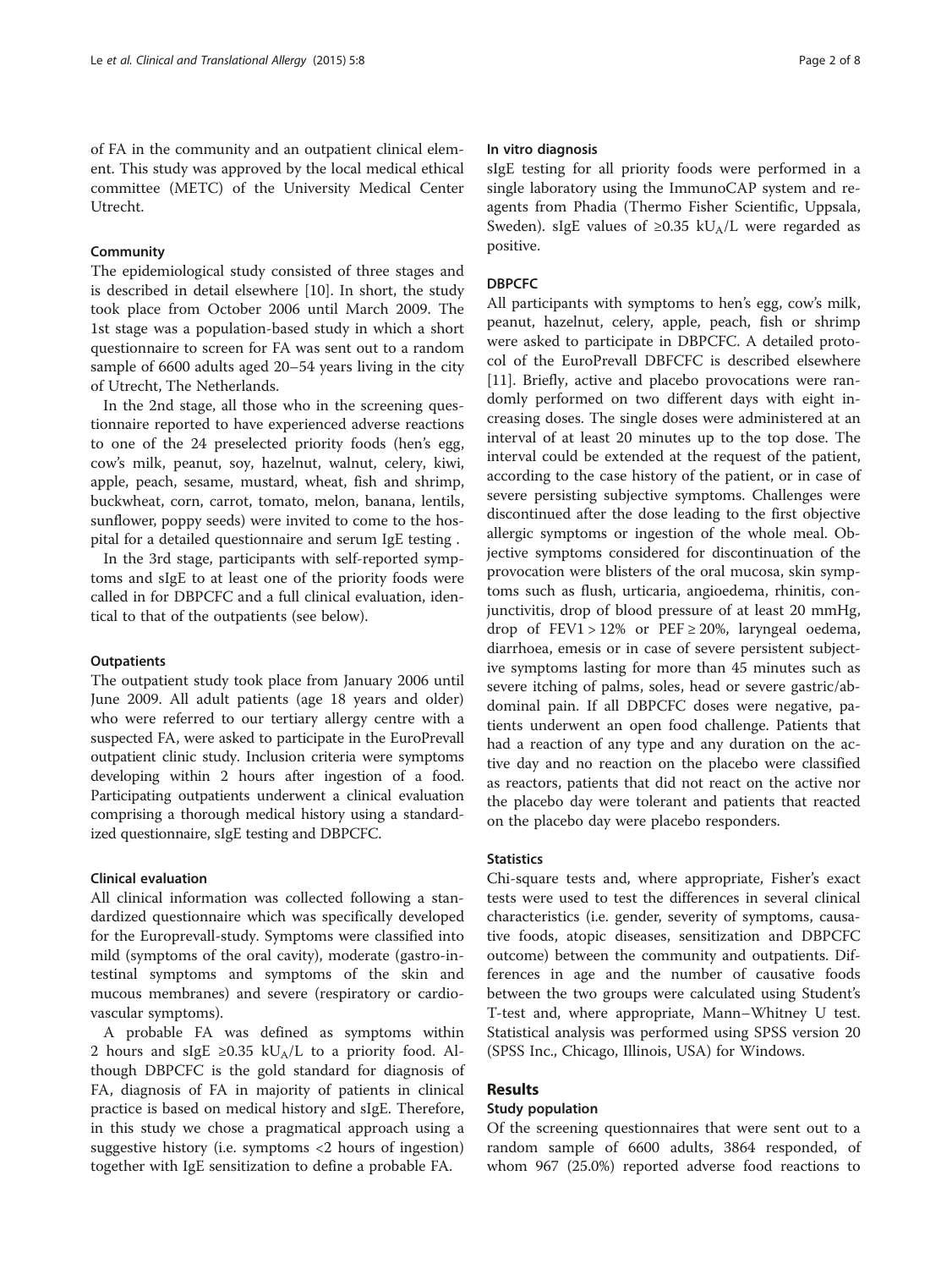of FA in the community and an outpatient clinical element. This study was approved by the local medical ethical committee (METC) of the University Medical Center Utrecht.

### Community

The epidemiological study consisted of three stages and is described in detail elsewhere [10]. In short, the study took place from October 2006 until March 2009. The 1st stage was a population-based study in which a short questionnaire to screen for FA was sent out to a random sample of 6600 adults aged 20–54 years living in the city of Utrecht, The Netherlands.

In the 2nd stage, all those who in the screening questionnaire reported to have experienced adverse reactions to one of the 24 preselected priority foods (hen's egg, cow's milk, peanut, soy, hazelnut, walnut, celery, kiwi, apple, peach, sesame, mustard, wheat, fish and shrimp, buckwheat, corn, carrot, tomato, melon, banana, lentils, sunflower, poppy seeds) were invited to come to the hospital for a detailed questionnaire and serum IgE testing .

In the 3rd stage, participants with self-reported symptoms and sIgE to at least one of the priority foods were called in for DBPCFC and a full clinical evaluation, identical to that of the outpatients (see below).

### Outpatients

The outpatient study took place from January 2006 until June 2009. All adult patients (age 18 years and older) who were referred to our tertiary allergy centre with a suspected FA, were asked to participate in the EuroPrevall outpatient clinic study. Inclusion criteria were symptoms developing within 2 hours after ingestion of a food. Participating outpatients underwent a clinical evaluation comprising a thorough medical history using a standardized questionnaire, sIgE testing and DBPCFC.

### Clinical evaluation

All clinical information was collected following a standardized questionnaire which was specifically developed for the Europrevall-study. Symptoms were classified into mild (symptoms of the oral cavity), moderate (gastro-intestinal symptoms and symptoms of the skin and mucous membranes) and severe (respiratory or cardiovascular symptoms).

A probable FA was defined as symptoms within 2 hours and sIgE $\geq$0.35 $kU_A/L$ to a priority food. Although DBPCFC is the gold standard for diagnosis of FA, diagnosis of FA in majority of patients in clinical practice is based on medical history and sIgE. Therefore, in this study we chose a pragmatical approach using a suggestive history (i.e. symptoms <2 hours of ingestion) together with IgE sensitization to define a probable FA.

### In vitro diagnosis

sIgE testing for all priority foods were performed in a single laboratory using the ImmunoCAP system and reagents from Phadia (Thermo Fisher Scientific, Uppsala, Sweden). sIgE values of $\geq$0.35 $kU_A/L$ were regarded as positive.

### DBPCFC

All participants with symptoms to hen's egg, cow's milk, peanut, hazelnut, celery, apple, peach, fish or shrimp were asked to participate in DBPCFC. A detailed protocol of the EuroPrevall DBFCFC is described elsewhere [11]. Briefly, active and placebo provocations were randomly performed on two different days with eight increasing doses. The single doses were administered at an interval of at least 20 minutes up to the top dose. The interval could be extended at the request of the patient, according to the case history of the patient, or in case of severe persisting subjective symptoms. Challenges were discontinued after the dose leading to the first objective allergic symptoms or ingestion of the whole meal. Objective symptoms considered for discontinuation of the provocation were blisters of the oral mucosa, skin symptoms such as flush, urticaria, angioedema, rhinitis, conjunctivitis, drop of blood pressure of at least 20 mmHg, drop of FEV1 > 12% or PEF $\geq$ 20%, laryngeal oedema, diarrhoea, emesis or in case of severe persistent subjective symptoms lasting for more than 45 minutes such as severe itching of palms, soles, head or severe gastric/abdominal pain. If all DBPCFC doses were negative, patients underwent an open food challenge. Patients that had a reaction of any type and any duration on the active day and no reaction on the placebo were classified as reactors, patients that did not react on the active nor the placebo day were tolerant and patients that reacted on the placebo day were placebo responders.

### Statistics

Chi-square tests and, where appropriate, Fisher's exact tests were used to test the differences in several clinical characteristics (i.e. gender, severity of symptoms, causative foods, atopic diseases, sensitization and DBPCFC outcome) between the community and outpatients. Differences in age and the number of causative foods between the two groups were calculated using Student's T-test and, where appropriate, Mann–Whitney U test. Statistical analysis was performed using SPSS version 20 (SPSS Inc., Chicago, Illinois, USA) for Windows.

## Results

### Study population

Of the screening questionnaires that were sent out to a random sample of 6600 adults, 3864 responded, of whom 967 (25.0%) reported adverse food reactions to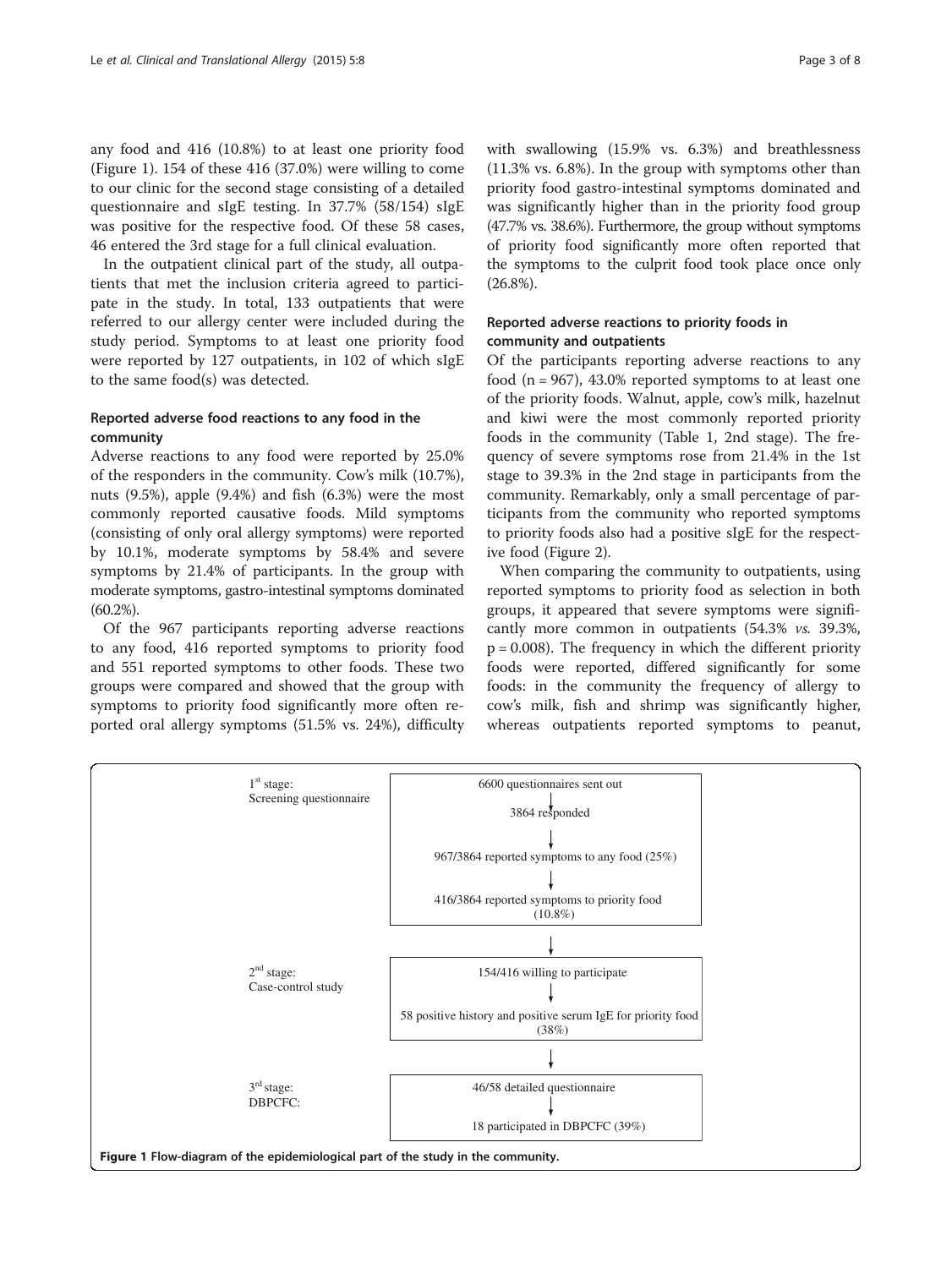any food and 416 (10.8%) to at least one priority food (Figure 1). 154 of these 416 (37.0%) were willing to come to our clinic for the second stage consisting of a detailed questionnaire and sIgE testing. In 37.7% (58/154) sIgE was positive for the respective food. Of these 58 cases, 46 entered the 3rd stage for a full clinical evaluation.

In the outpatient clinical part of the study, all outpatients that met the inclusion criteria agreed to participate in the study. In total, 133 outpatients that were referred to our allergy center were included during the study period. Symptoms to at least one priority food were reported by 127 outpatients, in 102 of which sIgE to the same food(s) was detected.

## Reported adverse food reactions to any food in the community

Adverse reactions to any food were reported by 25.0% of the responders in the community. Cow's milk (10.7%), nuts (9.5%), apple (9.4%) and fish (6.3%) were the most commonly reported causative foods. Mild symptoms (consisting of only oral allergy symptoms) were reported by 10.1%, moderate symptoms by 58.4% and severe symptoms by 21.4% of participants. In the group with moderate symptoms, gastro-intestinal symptoms dominated (60.2%).

Of the 967 participants reporting adverse reactions to any food, 416 reported symptoms to priority food and 551 reported symptoms to other foods. These two groups were compared and showed that the group with symptoms to priority food significantly more often reported oral allergy symptoms (51.5% vs. 24%), difficulty with swallowing (15.9% vs. 6.3%) and breathlessness (11.3% vs. 6.8%). In the group with symptoms other than priority food gastro-intestinal symptoms dominated and was significantly higher than in the priority food group (47.7% vs. 38.6%). Furthermore, the group without symptoms of priority food significantly more often reported that the symptoms to the culprit food took place once only (26.8%).

## Reported adverse reactions to priority foods in community and outpatients

Of the participants reporting adverse reactions to any food (n = 967), 43.0% reported symptoms to at least one of the priority foods. Walnut, apple, cow's milk, hazelnut and kiwi were the most commonly reported priority foods in the community (Table 1, 2nd stage). The frequency of severe symptoms rose from 21.4% in the 1st stage to 39.3% in the 2nd stage in participants from the community. Remarkably, only a small percentage of participants from the community who reported symptoms to priority foods also had a positive sIgE for the respective food (Figure 2).

When comparing the community to outpatients, using reported symptoms to priority food as selection in both groups, it appeared that severe symptoms were significantly more common in outpatients (54.3% *vs.* 39.3%, $p = 0.008$). The frequency in which the different priority foods were reported, differed significantly for some foods: in the community the frequency of allergy to cow's milk, fish and shrimp was significantly higher, whereas outpatients reported symptoms to peanut,

| | |
|---|---|
| 1st stage: Screening questionnaire | 6600 questionnaires sent out → 3864 responded → 967/3864 reported symptoms to any food (25%) → 416/3864 reported symptoms to priority food (10.8%) |
| 2nd stage: Case-control study | 154/416 willing to participate → 58 positive history and positive serum IgE for priority food (38%) |
| 3rd stage: DBPCFC: | 46/58 detailed questionnaire → 18 participated in DBPCFC (39%) |

**Figure 1** Flow-diagram of the epidemiological part of the study in the community.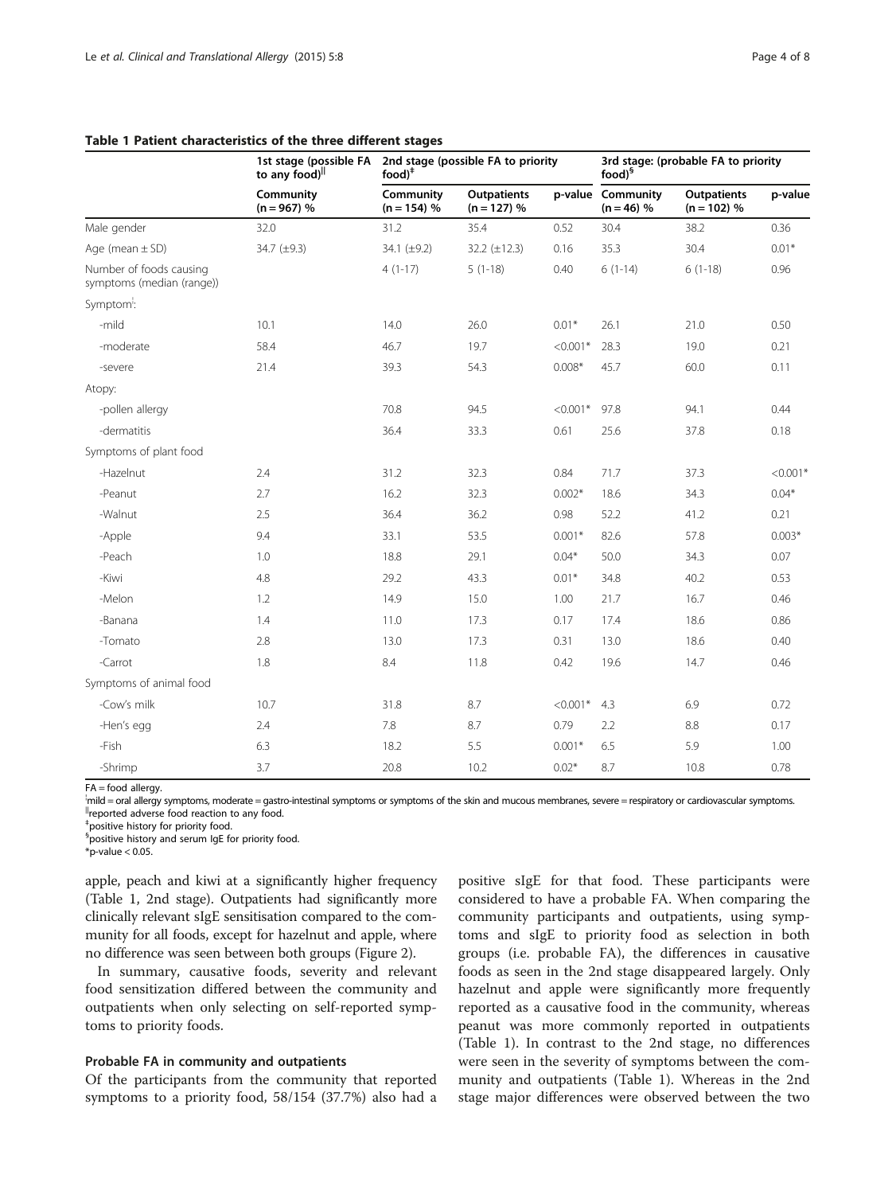**Table 1 Patient characteristics of the three different stages**

| | 1st stage (possible FA to any food)[‖] | 2nd stage (possible FA to priority food)[‡] | | | 3rd stage: (probable FA to priority food)[§] | | |
|---|---|---|---|---|---|---|---|
| | Community (n = 967) % | Community (n = 154) % | Outpatients (n = 127) % | p-value | Community (n = 46) % | Outpatients (n = 102) % | p-value |
| Male gender | 32.0 | 31.2 | 35.4 | 0.52 | 30.4 | 38.2 | 0.36 |
| Age (mean ± SD) | 34.7 (±9.3) | 34.1 (±9.2) | 32.2 (±12.3) | 0.16 | 35.3 | 30.4 | 0.01* |
| Number of foods causing symptoms (median (range)) | | 4 (1-17) | 5 (1-18) | 0.40 | 6 (1-14) | 6 (1-18) | 0.96 |
| Symptom[¦]: | | | | | | | |
| -mild | 10.1 | 14.0 | 26.0 | 0.01* | 26.1 | 21.0 | 0.50 |
| -moderate | 58.4 | 46.7 | 19.7 | <0.001* | 28.3 | 19.0 | 0.21 |
| -severe | 21.4 | 39.3 | 54.3 | 0.008* | 45.7 | 60.0 | 0.11 |
| Atopy: | | | | | | | |
| -pollen allergy | | 70.8 | 94.5 | <0.001* | 97.8 | 94.1 | 0.44 |
| -dermatitis | | 36.4 | 33.3 | 0.61 | 25.6 | 37.8 | 0.18 |
| Symptoms of plant food | | | | | | | |
| -Hazelnut | 2.4 | 31.2 | 32.3 | 0.84 | 71.7 | 37.3 | <0.001* |
| -Peanut | 2.7 | 16.2 | 32.3 | 0.002* | 18.6 | 34.3 | 0.04* |
| -Walnut | 2.5 | 36.4 | 36.2 | 0.98 | 52.2 | 41.2 | 0.21 |
| -Apple | 9.4 | 33.1 | 53.5 | 0.001* | 82.6 | 57.8 | 0.003* |
| -Peach | 1.0 | 18.8 | 29.1 | 0.04* | 50.0 | 34.3 | 0.07 |
| -Kiwi | 4.8 | 29.2 | 43.3 | 0.01* | 34.8 | 40.2 | 0.53 |
| -Melon | 1.2 | 14.9 | 15.0 | 1.00 | 21.7 | 16.7 | 0.46 |
| -Banana | 1.4 | 11.0 | 17.3 | 0.17 | 17.4 | 18.6 | 0.86 |
| -Tomato | 2.8 | 13.0 | 17.3 | 0.31 | 13.0 | 18.6 | 0.40 |
| -Carrot | 1.8 | 8.4 | 11.8 | 0.42 | 19.6 | 14.7 | 0.46 |
| Symptoms of animal food | | | | | | | |
| -Cow's milk | 10.7 | 31.8 | 8.7 | <0.001* | 4.3 | 6.9 | 0.72 |
| -Hen's egg | 2.4 | 7.8 | 8.7 | 0.79 | 2.2 | 8.8 | 0.17 |
| -Fish | 6.3 | 18.2 | 5.5 | 0.001* | 6.5 | 5.9 | 1.00 |
| -Shrimp | 3.7 | 20.8 | 10.2 | 0.02* | 8.7 | 10.8 | 0.78 |

FA = food allergy.
[¦]mild = oral allergy symptoms, moderate = gastro-intestinal symptoms or symptoms of the skin and mucous membranes, severe = respiratory or cardiovascular symptoms.
[‖]reported adverse food reaction to any food.
[‡]positive history for priority food.
[§]positive history and serum IgE for priority food.
*p-value < 0.05.

apple, peach and kiwi at a significantly higher frequency (Table 1, 2nd stage). Outpatients had significantly more clinically relevant sIgE sensitisation compared to the community for all foods, except for hazelnut and apple, where no difference was seen between both groups (Figure 2).

In summary, causative foods, severity and relevant food sensitization differed between the community and outpatients when only selecting on self-reported symptoms to priority foods.

#### Probable FA in community and outpatients

Of the participants from the community that reported symptoms to a priority food, 58/154 (37.7%) also had a positive sIgE for that food. These participants were considered to have a probable FA. When comparing the community participants and outpatients, using symptoms and sIgE to priority food as selection in both groups (i.e. probable FA), the differences in causative foods as seen in the 2nd stage disappeared largely. Only hazelnut and apple were significantly more frequently reported as a causative food in the community, whereas peanut was more commonly reported in outpatients (Table 1). In contrast to the 2nd stage, no differences were seen in the severity of symptoms between the community and outpatients (Table 1). Whereas in the 2nd stage major differences were observed between the two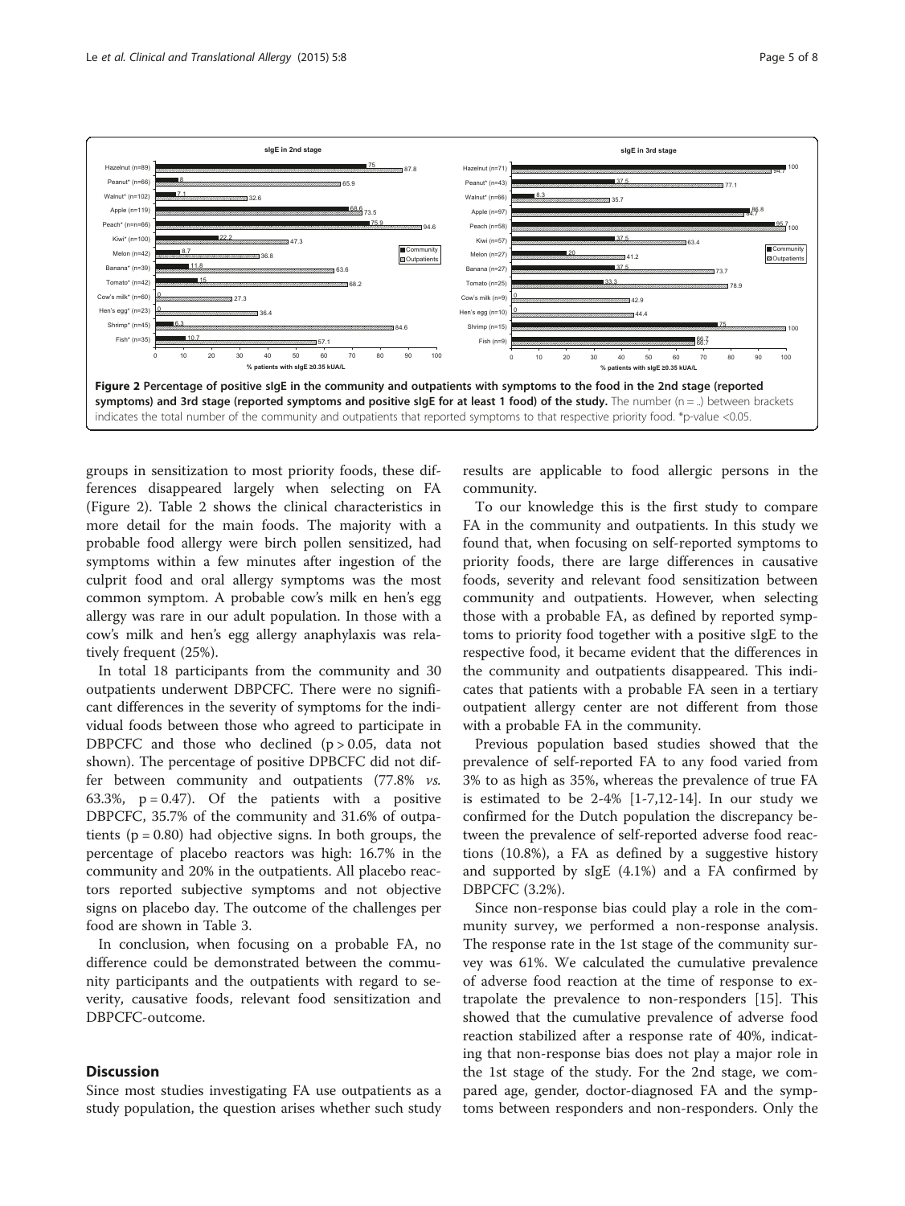**Figure 2 Percentage of positive sIgE in the community and outpatients with symptoms to the food in the 2nd stage (reported symptoms) and 3rd stage (reported symptoms and positive sIgE for at least 1 food) of the study.** The number (n = ..) between brackets indicates the total number of the community and outpatients that reported symptoms to that respective priority food. *p-value <0.05.

groups in sensitization to most priority foods, these differences disappeared largely when selecting on FA (Figure 2). Table 2 shows the clinical characteristics in more detail for the main foods. The majority with a probable food allergy were birch pollen sensitized, had symptoms within a few minutes after ingestion of the culprit food and oral allergy symptoms was the most common symptom. A probable cow's milk en hen's egg allergy was rare in our adult population. In those with a cow's milk and hen's egg allergy anaphylaxis was relatively frequent (25%).

In total 18 participants from the community and 30 outpatients underwent DBPCFC. There were no significant differences in the severity of symptoms for the individual foods between those who agreed to participate in DBPCFC and those who declined ($p > 0.05$, data not shown). The percentage of positive DPBCFC did not differ between community and outpatients (77.8% *vs.* 63.3%, $p = 0.47$). Of the patients with a positive DBPCFC, 35.7% of the community and 31.6% of outpatients ($p = 0.80$) had objective signs. In both groups, the percentage of placebo reactors was high: 16.7% in the community and 20% in the outpatients. All placebo reactors reported subjective symptoms and not objective signs on placebo day. The outcome of the challenges per food are shown in Table 3.

In conclusion, when focusing on a probable FA, no difference could be demonstrated between the community participants and the outpatients with regard to severity, causative foods, relevant food sensitization and DBPCFC-outcome.

## Discussion

Since most studies investigating FA use outpatients as a study population, the question arises whether such study results are applicable to food allergic persons in the community.

To our knowledge this is the first study to compare FA in the community and outpatients. In this study we found that, when focusing on self-reported symptoms to priority foods, there are large differences in causative foods, severity and relevant food sensitization between community and outpatients. However, when selecting those with a probable FA, as defined by reported symptoms to priority food together with a positive sIgE to the respective food, it became evident that the differences in the community and outpatients disappeared. This indicates that patients with a probable FA seen in a tertiary outpatient allergy center are not different from those with a probable FA in the community.

Previous population based studies showed that the prevalence of self-reported FA to any food varied from 3% to as high as 35%, whereas the prevalence of true FA is estimated to be 2-4% [1-7,12-14]. In our study we confirmed for the Dutch population the discrepancy between the prevalence of self-reported adverse food reactions (10.8%), a FA as defined by a suggestive history and supported by sIgE (4.1%) and a FA confirmed by DBPCFC (3.2%).

Since non-response bias could play a role in the community survey, we performed a non-response analysis. The response rate in the 1st stage of the community survey was 61%. We calculated the cumulative prevalence of adverse food reaction at the time of response to extrapolate the prevalence to non-responders [15]. This showed that the cumulative prevalence of adverse food reaction stabilized after a response rate of 40%, indicating that non-response bias does not play a major role in the 1st stage of the study. For the 2nd stage, we compared age, gender, doctor-diagnosed FA and the symptoms between responders and non-responders. Only the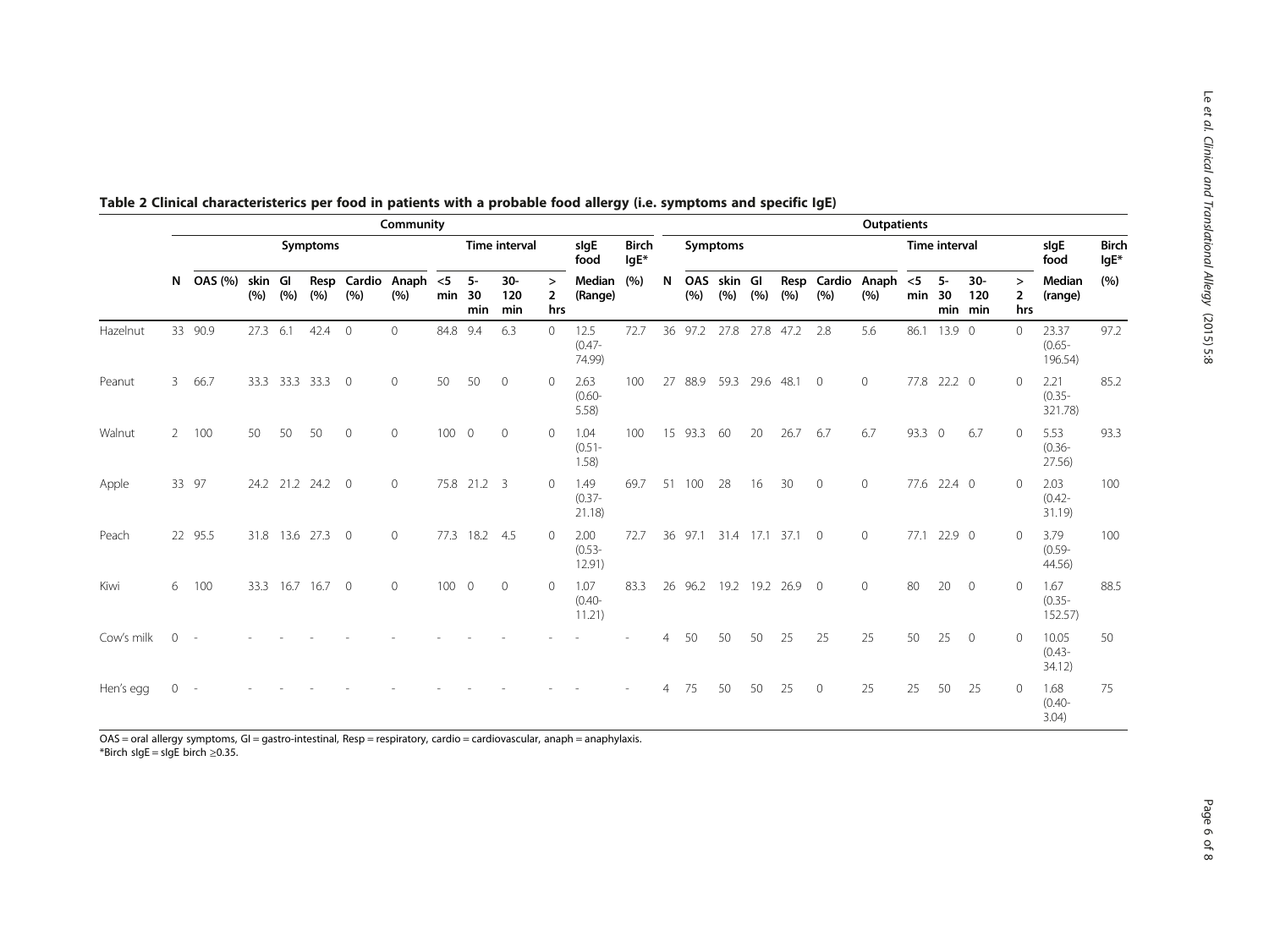**Table 2 Clinical characteristerics per food in patients with a probable food allergy (i.e. symptoms and specific IgE)**

| | Community | | | | | | | | | | | | | | Outpatients | | | | | | | | | | | | | |
|---|---|---|---|---|---|---|---|---|---|---|---|---|---|---|---|---|---|---|---|---|---|---|---|---|---|---|---|---|
| | | Symptoms | | | | | | Time interval | | | | sIgE food | Birch IgE* | | Symptoms | | | | | | | Time interval | | | | sIgE food | Birch IgE* |
| | N | OAS (%) | skin (%) | GI (%) | Resp (%) | Cardio (%) | Anaph (%) | <5 min | 5-30 min | 30-120 min | > 2 hrs | Median (Range) | (%) | N | OAS (%) | skin (%) | GI (%) | Resp (%) | Cardio (%) | Anaph (%) | <5 min | 5-30 min | 30-120 min | > 2 hrs | Median (range) | (%) |
| Hazelnut | 33 | 90.9 | 27.3 | 6.1 | 42.4 | 0 | 0 | 84.8 | 9.4 | 6.3 | 0 | 12.5 (0.47-74.99) | 72.7 | 36 | 97.2 | 27.8 | 27.8 | 47.2 | 2.8 | 5.6 | 86.1 | 13.9 | 0 | 0 | 23.37 (0.65-196.54) | 97.2 |
| Peanut | 3 | 66.7 | 33.3 | 33.3 | 33.3 | 0 | 0 | 50 | 50 | 0 | 0 | 2.63 (0.60-5.58) | 100 | 27 | 88.9 | 59.3 | 29.6 | 48.1 | 0 | 0 | 77.8 | 22.2 | 0 | 0 | 2.21 (0.35-321.78) | 85.2 |
| Walnut | 2 | 100 | 50 | 50 | 50 | 0 | 0 | 100 | 0 | 0 | 0 | 1.04 (0.51-1.58) | 100 | 15 | 93.3 | 60 | 20 | 26.7 | 6.7 | 6.7 | 93.3 | 0 | 6.7 | 0 | 5.53 (0.36-27.56) | 93.3 |
| Apple | 33 | 97 | 24.2 | 21.2 | 24.2 | 0 | 0 | 75.8 | 21.2 | 3 | 0 | 1.49 (0.37-21.18) | 69.7 | 51 | 100 | 28 | 16 | 30 | 0 | 0 | 77.6 | 22.4 | 0 | 0 | 2.03 (0.42-31.19) | 100 |
| Peach | 22 | 95.5 | 31.8 | 13.6 | 27.3 | 0 | 0 | 77.3 | 18.2 | 4.5 | 0 | 2.00 (0.53-12.91) | 72.7 | 36 | 97.1 | 31.4 | 17.1 | 37.1 | 0 | 0 | 77.1 | 22.9 | 0 | 0 | 3.79 (0.59-44.56) | 100 |
| Kiwi | 6 | 100 | 33.3 | 16.7 | 16.7 | 0 | 0 | 100 | 0 | 0 | 0 | 1.07 (0.40-11.21) | 83.3 | 26 | 96.2 | 19.2 | 19.2 | 26.9 | 0 | 0 | 80 | 20 | 0 | 0 | 1.67 (0.35-152.57) | 88.5 |
| Cow's milk | 0 | - | - | - | - | - | - | - | - | - | - | - | - | 4 | 50 | 50 | 50 | 25 | 25 | 25 | 50 | 25 | 0 | 0 | 10.05 (0.43-34.12) | 50 |
| Hen's egg | 0 | - | - | - | - | - | - | - | - | - | - | - | - | 4 | 75 | 50 | 50 | 25 | 0 | 25 | 25 | 50 | 25 | 0 | 1.68 (0.40-3.04) | 75 |

OAS = oral allergy symptoms, GI = gastro-intestinal, Resp = respiratory, cardio = cardiovascular, anaph = anaphylaxis.
*Birch sIgE = sIgE birch ≥0.35.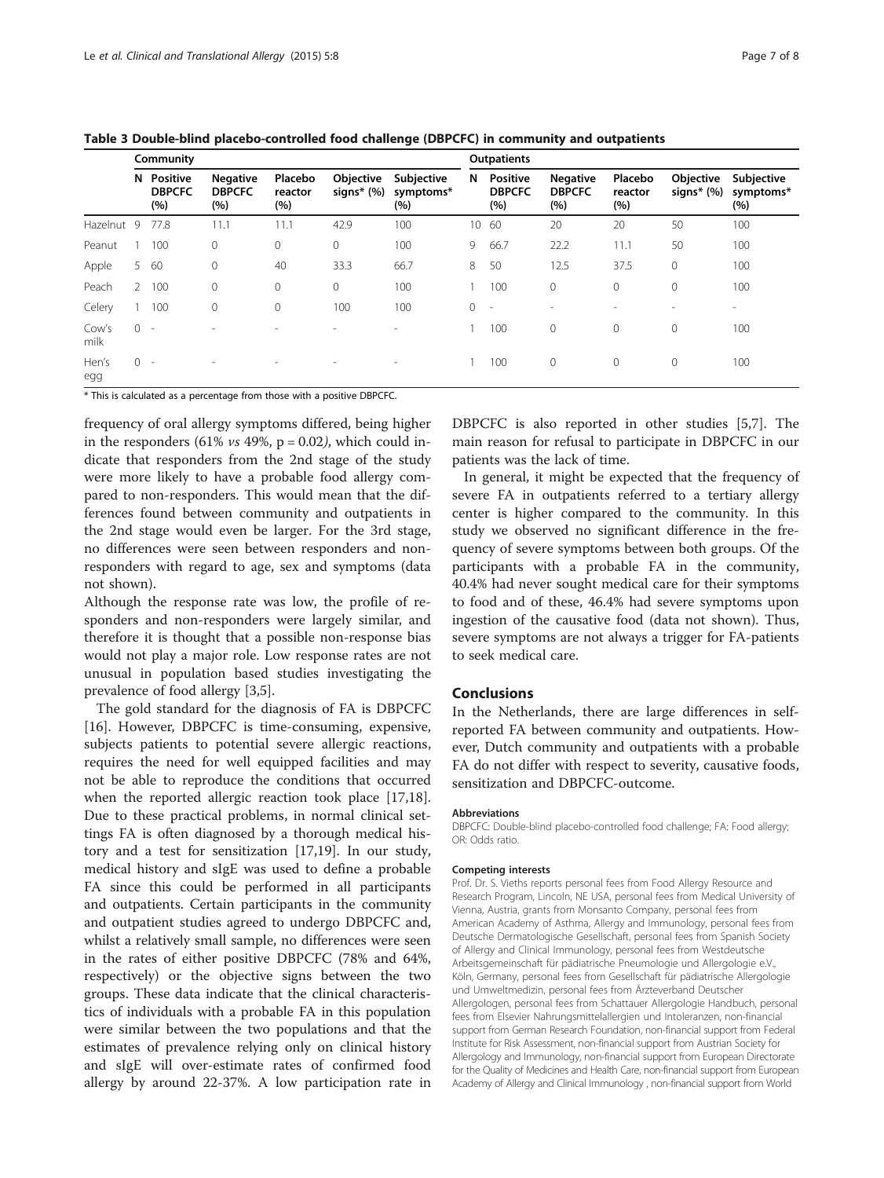**Table 3 Double-blind placebo-controlled food challenge (DBPCFC) in community and outpatients**

| | Community | | | | | | Outpatients | | | | | |
|---|---|---|---|---|---|---|---|---|---|---|---|---|
| | N | Positive DBPCFC (%) | Negative DBPCFC (%) | Placebo reactor (%) | Objective signs* (%) | Subjective symptoms* (%) | N | Positive DBPCFC (%) | Negative DBPCFC (%) | Placebo reactor (%) | Objective signs* (%) | Subjective symptoms* (%) |
| Hazelnut | 9 | 77.8 | 11.1 | 11.1 | 42.9 | 100 | 10 | 60 | 20 | 20 | 50 | 100 |
| Peanut | 1 | 100 | 0 | 0 | 0 | 100 | 9 | 66.7 | 22.2 | 11.1 | 50 | 100 |
| Apple | 5 | 60 | 0 | 40 | 33.3 | 66.7 | 8 | 50 | 12.5 | 37.5 | 0 | 100 |
| Peach | 2 | 100 | 0 | 0 | 0 | 100 | 1 | 100 | 0 | 0 | 0 | 100 |
| Celery | 1 | 100 | 0 | 0 | 100 | 100 | 0 | - | - | - | - | - |
| Cow's milk | 0 | - | - | - | - | - | 1 | 100 | 0 | 0 | 0 | 100 |
| Hen's egg | 0 | - | - | - | - | - | 1 | 100 | 0 | 0 | 0 | 100 |

\* This is calculated as a percentage from those with a positive DBPCFC.

frequency of oral allergy symptoms differed, being higher in the responders (61% *vs* 49%, p = 0.02), which could indicate that responders from the 2nd stage of the study were more likely to have a probable food allergy compared to non-responders. This would mean that the differences found between community and outpatients in the 2nd stage would even be larger. For the 3rd stage, no differences were seen between responders and non-responders with regard to age, sex and symptoms (data not shown).

Although the response rate was low, the profile of responders and non-responders were largely similar, and therefore it is thought that a possible non-response bias would not play a major role. Low response rates are not unusual in population based studies investigating the prevalence of food allergy [3,5].

The gold standard for the diagnosis of FA is DBPCFC [16]. However, DBPCFC is time-consuming, expensive, subjects patients to potential severe allergic reactions, requires the need for well equipped facilities and may not be able to reproduce the conditions that occurred when the reported allergic reaction took place [17,18]. Due to these practical problems, in normal clinical settings FA is often diagnosed by a thorough medical history and a test for sensitization [17,19]. In our study, medical history and sIgE was used to define a probable FA since this could be performed in all participants and outpatients. Certain participants in the community and outpatient studies agreed to undergo DBPCFC and, whilst a relatively small sample, no differences were seen in the rates of either positive DBPCFC (78% and 64%, respectively) or the objective signs between the two groups. These data indicate that the clinical characteristics of individuals with a probable FA in this population were similar between the two populations and that the estimates of prevalence relying only on clinical history and sIgE will over-estimate rates of confirmed food allergy by around 22-37%. A low participation rate in DBPCFC is also reported in other studies [5,7]. The main reason for refusal to participate in DBPCFC in our patients was the lack of time.

In general, it might be expected that the frequency of severe FA in outpatients referred to a tertiary allergy center is higher compared to the community. In this study we observed no significant difference in the frequency of severe symptoms between both groups. Of the participants with a probable FA in the community, 40.4% had never sought medical care for their symptoms to food and of these, 46.4% had severe symptoms upon ingestion of the causative food (data not shown). Thus, severe symptoms are not always a trigger for FA-patients to seek medical care.

## Conclusions

In the Netherlands, there are large differences in self-reported FA between community and outpatients. However, Dutch community and outpatients with a probable FA do not differ with respect to severity, causative foods, sensitization and DBPCFC-outcome.

#### Abbreviations

DBPCFC: Double-blind placebo-controlled food challenge; FA: Food allergy; OR: Odds ratio.

#### Competing interests

Prof. Dr. S. Vieths reports personal fees from Food Allergy Resource and Research Program, Lincoln, NE USA, personal fees from Medical University of Vienna, Austria, grants from Monsanto Company, personal fees from American Academy of Asthma, Allergy and Immunology, personal fees from Deutsche Dermatologische Gesellschaft, personal fees from Spanish Society of Allergy and Clinical Immunology, personal fees from Westdeutsche Arbeitsgemeinschaft für pädiatrische Pneumologie und Allergologie e.V., Köln, Germany, personal fees from Gesellschaft für pädiatrische Allergologie und Umweltmedizin, personal fees from Ärzteverband Deutscher Allergologen, personal fees from Schattauer Allergologie Handbuch, personal fees from Elsevier Nahrungsmittelallergien und Intoleranzen, non-financial support from German Research Foundation, non-financial support from Federal Institute for Risk Assessment, non-financial support from Austrian Society for Allergology and Immunology, non-financial support from European Directorate for the Quality of Medicines and Health Care, non-financial support from European Academy of Allergy and Clinical Immunology , non-financial support from World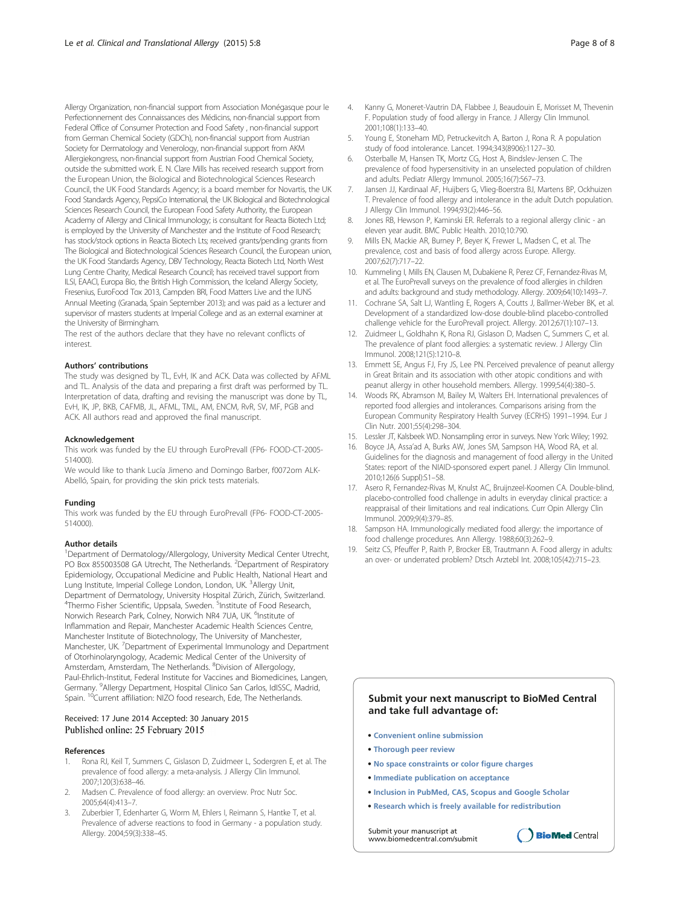Allergy Organization, non-financial support from Association Monégasque pour le Perfectionnement des Connaissances des Médicins, non-financial support from Federal Office of Consumer Protection and Food Safety , non-financial support from German Chemical Society (GDCh), non-financial support from Austrian Society for Dermatology and Venerology, non-financial support from AKM Allergiekongress, non-financial support from Austrian Food Chemical Society, outside the submitted work. E. N. Clare Mills has received research support from the European Union, the Biological and Biotechnological Sciences Research Council, the UK Food Standards Agency; is a board member for Novartis, the UK Food Standards Agency, PepsiCo International, the UK Biological and Biotechnological Sciences Research Council, the European Food Safety Authority, the European Academy of Allergy and Clinical Immunology; is consultant for Reacta Biotech Ltd; is employed by the University of Manchester and the Institute of Food Research; has stock/stock options in Reacta Biotech Lts; received grants/pending grants from The Biological and Biotechnological Sciences Research Council, the European union, the UK Food Standards Agency, DBV Technology, Reacta Biotech Ltd, North West Lung Centre Charity, Medical Research Council; has received travel support from ILSI, EAACI, Europa Bio, the British High Commission, the Iceland Allergy Society, Fresenius, EuroFood Tox 2013, Campden BRI, Food Matters Live and the IUNS Annual Meeting (Granada, Spain September 2013); and was paid as a lecturer and supervisor of masters students at Imperial College and as an external examiner at the University of Birmingham.

The rest of the authors declare that they have no relevant conflicts of interest.

#### Authors' contributions

The study was designed by TL, EvH, IK and ACK. Data was collected by AFML and TL. Analysis of the data and preparing a first draft was performed by TL. Interpretation of data, drafting and revising the manuscript was done by TL, EvH, IK, JP, BKB, CAFMB, JL, AFML, TML, AM, ENCM, RvR, SV, MF, PGB and ACK. All authors read and approved the final manuscript.

#### Acknowledgement

This work was funded by the EU through EuroPrevall (FP6- FOOD-CT-2005-514000).

We would like to thank Lucía Jimeno and Domingo Barber, f0072om ALK-Abelló, Spain, for providing the skin prick tests materials.

#### Funding

This work was funded by the EU through EuroPrevall (FP6- FOOD-CT-2005-514000).

#### Author details

[1]Department of Dermatology/Allergology, University Medical Center Utrecht, PO Box 855003508 GA Utrecht, The Netherlands. [2]Department of Respiratory Epidemiology, Occupational Medicine and Public Health, National Heart and Lung Institute, Imperial College London, London, UK. [3]Allergy Unit, Department of Dermatology, University Hospital Zürich, Zürich, Switzerland. [4]Thermo Fisher Scientific, Uppsala, Sweden. [5]Institute of Food Research, Norwich Research Park, Colney, Norwich NR4 7UA, UK. [6]Institute of Inflammation and Repair, Manchester Academic Health Sciences Centre, Manchester Institute of Biotechnology, The University of Manchester, Manchester, UK. [7]Department of Experimental Immunology and Department of Otorhinolaryngology, Academic Medical Center of the University of Amsterdam, Amsterdam, The Netherlands. [8]Division of Allergology, Paul-Ehrlich-Institut, Federal Institute for Vaccines and Biomedicines, Langen, Germany. [9]Allergy Department, Hospital Clinico San Carlos, IdISSC, Madrid, Spain. [10]Current affiliation: NIZO food research, Ede, The Netherlands.

Received: 17 June 2014 Accepted: 30 January 2015
Published online: 25 February 2015

#### References

1. Rona RJ, Keil T, Summers C, Gislason D, Zuidmeer L, Sodergren E, et al. The prevalence of food allergy: a meta-analysis. J Allergy Clin Immunol. 2007;120(3):638–46.
2. Madsen C. Prevalence of food allergy: an overview. Proc Nutr Soc. 2005;64(4):413–7.
3. Zuberbier T, Edenharter G, Worm M, Ehlers I, Reimann S, Hantke T, et al. Prevalence of adverse reactions to food in Germany - a population study. Allergy. 2004;59(3):338–45.
4. Kanny G, Moneret-Vautrin DA, Flabbee J, Beaudouin E, Morisset M, Thevenin F. Population study of food allergy in France. J Allergy Clin Immunol. 2001;108(1):133–40.
5. Young E, Stoneham MD, Petruckevitch A, Barton J, Rona R. A population study of food intolerance. Lancet. 1994;343(8906):1127–30.
6. Osterballe M, Hansen TK, Mortz CG, Host A, Bindslev-Jensen C. The prevalence of food hypersensitivity in an unselected population of children and adults. Pediatr Allergy Immunol. 2005;16(7):567–73.
7. Jansen JJ, Kardinaal AF, Huijbers G, Vlieg-Boerstra BJ, Martens BP, Ockhuizen T. Prevalence of food allergy and intolerance in the adult Dutch population. J Allergy Clin Immunol. 1994;93(2):446–56.
8. Jones RB, Hewson P, Kaminski ER. Referrals to a regional allergy clinic - an eleven year audit. BMC Public Health. 2010;10:790.
9. Mills EN, Mackie AR, Burney P, Beyer K, Frewer L, Madsen C, et al. The prevalence, cost and basis of food allergy across Europe. Allergy. 2007;62(7):717–22.
10. Kummeling I, Mills EN, Clausen M, Dubakiene R, Perez CF, Fernandez-Rivas M, et al. The EuroPrevall surveys on the prevalence of food allergies in children and adults: background and study methodology. Allergy. 2009;64(10):1493–7.
11. Cochrane SA, Salt LJ, Wantling E, Rogers A, Coutts J, Ballmer-Weber BK, et al. Development of a standardized low-dose double-blind placebo-controlled challenge vehicle for the EuroPrevall project. Allergy. 2012;67(1):107–13.
12. Zuidmeer L, Goldhahn K, Rona RJ, Gislason D, Madsen C, Summers C, et al. The prevalence of plant food allergies: a systematic review. J Allergy Clin Immunol. 2008;121(5):1210–8.
13. Emmett SE, Angus FJ, Fry JS, Lee PN. Perceived prevalence of peanut allergy in Great Britain and its association with other atopic conditions and with peanut allergy in other household members. Allergy. 1999;54(4):380–5.
14. Woods RK, Abramson M, Bailey M, Walters EH. International prevalences of reported food allergies and intolerances. Comparisons arising from the European Community Respiratory Health Survey (ECRHS) 1991–1994. Eur J Clin Nutr. 2001;55(4):298–304.
15. Lessler JT, Kalsbeek WD. Nonsampling error in surveys. New York: Wiley; 1992.
16. Boyce JA, Assa'ad A, Burks AW, Jones SM, Sampson HA, Wood RA, et al. Guidelines for the diagnosis and management of food allergy in the United States: report of the NIAID-sponsored expert panel. J Allergy Clin Immunol. 2010;126(6 Suppl):S1–58.
17. Asero R, Fernandez-Rivas M, Knulst AC, Bruijnzeel-Koomen CA. Double-blind, placebo-controlled food challenge in adults in everyday clinical practice: a reappraisal of their limitations and real indications. Curr Opin Allergy Clin Immunol. 2009;9(4):379–85.
18. Sampson HA. Immunologically mediated food allergy: the importance of food challenge procedures. Ann Allergy. 1988;60(3):262–9.
19. Seitz CS, Pfeuffer P, Raith P, Brocker EB, Trautmann A. Food allergy in adults: an over- or underrated problem? Dtsch Arztebl Int. 2008;105(42):715–23.

**Submit your next manuscript to BioMed Central and take full advantage of:**

- **Convenient online submission**
- **Thorough peer review**
- **No space constraints or color figure charges**
- **Immediate publication on acceptance**
- **Inclusion in PubMed, CAS, Scopus and Google Scholar**
- **Research which is freely available for redistribution**

Submit your manuscript at
www.biomedcentral.com/submit

BioMed Central